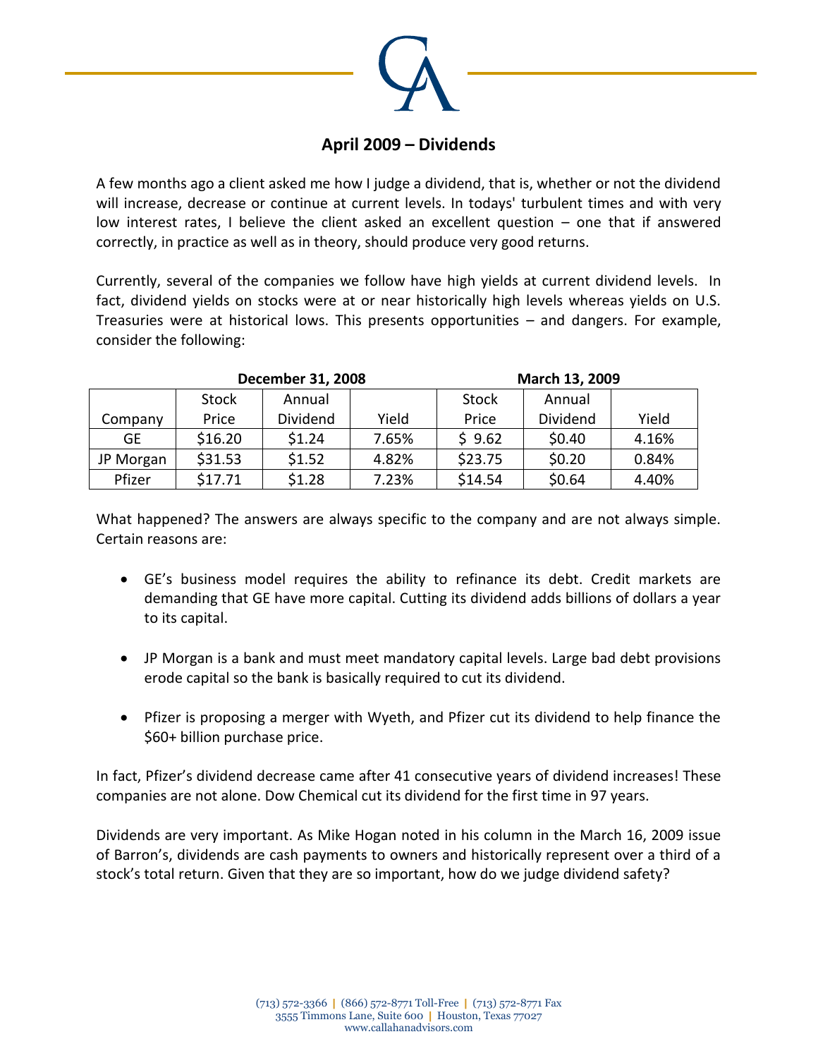## April 2009 – Dividends

A few months ago a client asked me how I judge a dividend, that is, whether or not the dividend will increase, decrease or continue at current levels. In todays' turbulent times and with very low interest rates, I believe the client asked an excellent question – one that if answered correctly, in practice as well as in theory, should produce very good returns.

Currently, several of the companies we follow have high yields at current dividend levels. In fact, dividend yields on stocks were at or near historically high levels whereas yields on U.S. Treasuries were at historical lows. This presents opportunities – and dangers. For example, consider the following:

| | December 31, 2008 | | | March 13, 2009 | | |
|---|---|---|---|---|---|---|
| Company | Stock Price | Annual Dividend | Yield | Stock Price | Annual Dividend | Yield |
| GE | $16.20 | $1.24 | 7.65% | $ 9.62 | $0.40 | 4.16% |
| JP Morgan | $31.53 | $1.52 | 4.82% | $23.75 | $0.20 | 0.84% |
| Pfizer | $17.71 | $1.28 | 7.23% | $14.54 | $0.64 | 4.40% |

What happened? The answers are always specific to the company and are not always simple. Certain reasons are:

- GE's business model requires the ability to refinance its debt. Credit markets are demanding that GE have more capital. Cutting its dividend adds billions of dollars a year to its capital.

- JP Morgan is a bank and must meet mandatory capital levels. Large bad debt provisions erode capital so the bank is basically required to cut its dividend.

- Pfizer is proposing a merger with Wyeth, and Pfizer cut its dividend to help finance the $60+ billion purchase price.

In fact, Pfizer's dividend decrease came after 41 consecutive years of dividend increases! These companies are not alone. Dow Chemical cut its dividend for the first time in 97 years.

Dividends are very important. As Mike Hogan noted in his column in the March 16, 2009 issue of Barron's, dividends are cash payments to owners and historically represent over a third of a stock's total return. Given that they are so important, how do we judge dividend safety?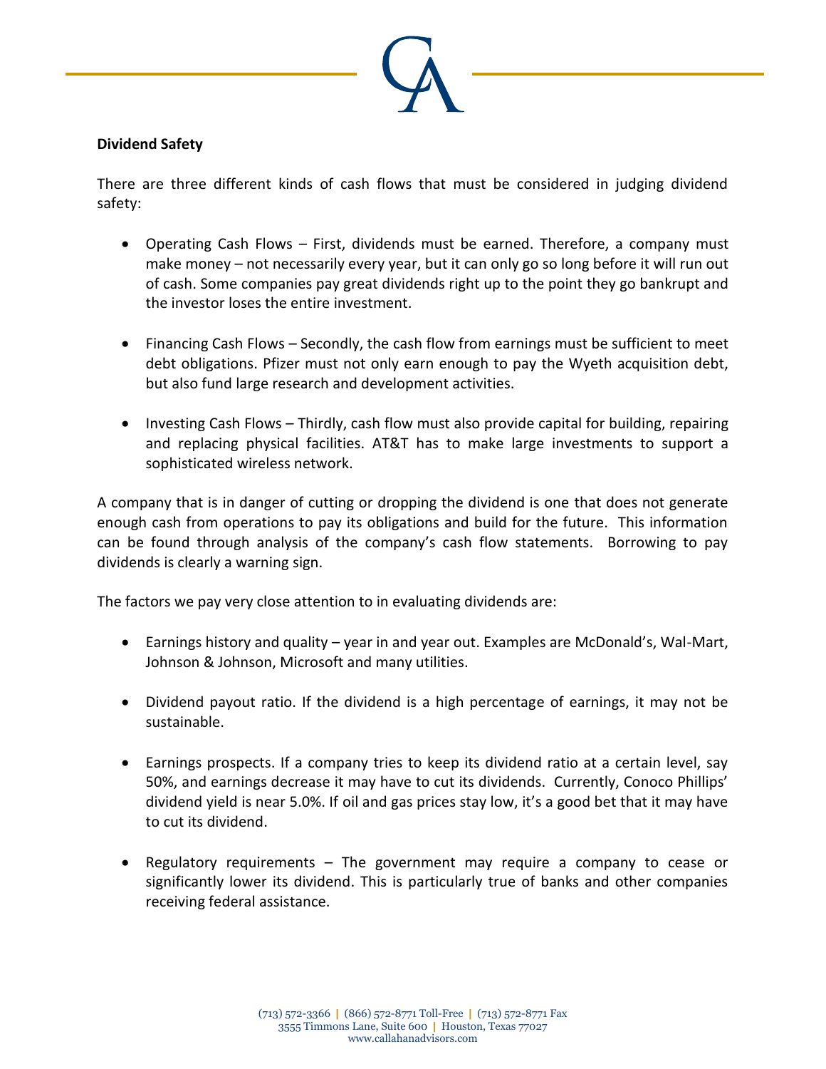**Dividend Safety**

There are three different kinds of cash flows that must be considered in judging dividend safety:

- Operating Cash Flows – First, dividends must be earned. Therefore, a company must make money – not necessarily every year, but it can only go so long before it will run out of cash. Some companies pay great dividends right up to the point they go bankrupt and the investor loses the entire investment.

- Financing Cash Flows – Secondly, the cash flow from earnings must be sufficient to meet debt obligations. Pfizer must not only earn enough to pay the Wyeth acquisition debt, but also fund large research and development activities.

- Investing Cash Flows – Thirdly, cash flow must also provide capital for building, repairing and replacing physical facilities. AT&T has to make large investments to support a sophisticated wireless network.

A company that is in danger of cutting or dropping the dividend is one that does not generate enough cash from operations to pay its obligations and build for the future. This information can be found through analysis of the company's cash flow statements. Borrowing to pay dividends is clearly a warning sign.

The factors we pay very close attention to in evaluating dividends are:

- Earnings history and quality – year in and year out. Examples are McDonald's, Wal-Mart, Johnson & Johnson, Microsoft and many utilities.

- Dividend payout ratio. If the dividend is a high percentage of earnings, it may not be sustainable.

- Earnings prospects. If a company tries to keep its dividend ratio at a certain level, say 50%, and earnings decrease it may have to cut its dividends. Currently, Conoco Phillips' dividend yield is near 5.0%. If oil and gas prices stay low, it's a good bet that it may have to cut its dividend.

- Regulatory requirements – The government may require a company to cease or significantly lower its dividend. This is particularly true of banks and other companies receiving federal assistance.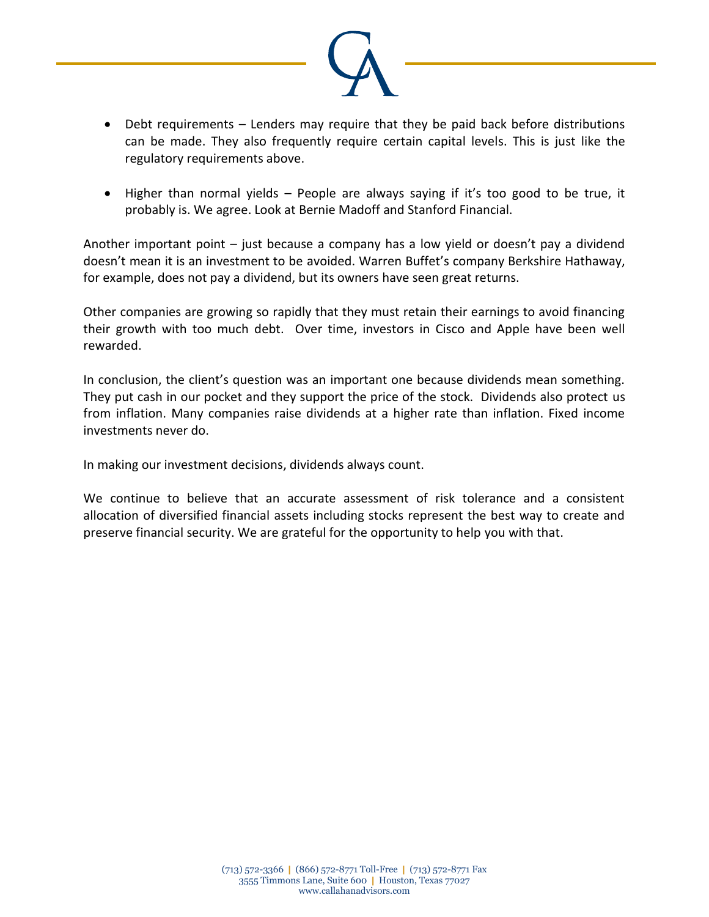- Debt requirements – Lenders may require that they be paid back before distributions can be made. They also frequently require certain capital levels. This is just like the regulatory requirements above.

- Higher than normal yields – People are always saying if it's too good to be true, it probably is. We agree. Look at Bernie Madoff and Stanford Financial.

Another important point – just because a company has a low yield or doesn't pay a dividend doesn't mean it is an investment to be avoided. Warren Buffet's company Berkshire Hathaway, for example, does not pay a dividend, but its owners have seen great returns.

Other companies are growing so rapidly that they must retain their earnings to avoid financing their growth with too much debt. Over time, investors in Cisco and Apple have been well rewarded.

In conclusion, the client's question was an important one because dividends mean something. They put cash in our pocket and they support the price of the stock. Dividends also protect us from inflation. Many companies raise dividends at a higher rate than inflation. Fixed income investments never do.

In making our investment decisions, dividends always count.

We continue to believe that an accurate assessment of risk tolerance and a consistent allocation of diversified financial assets including stocks represent the best way to create and preserve financial security. We are grateful for the opportunity to help you with that.